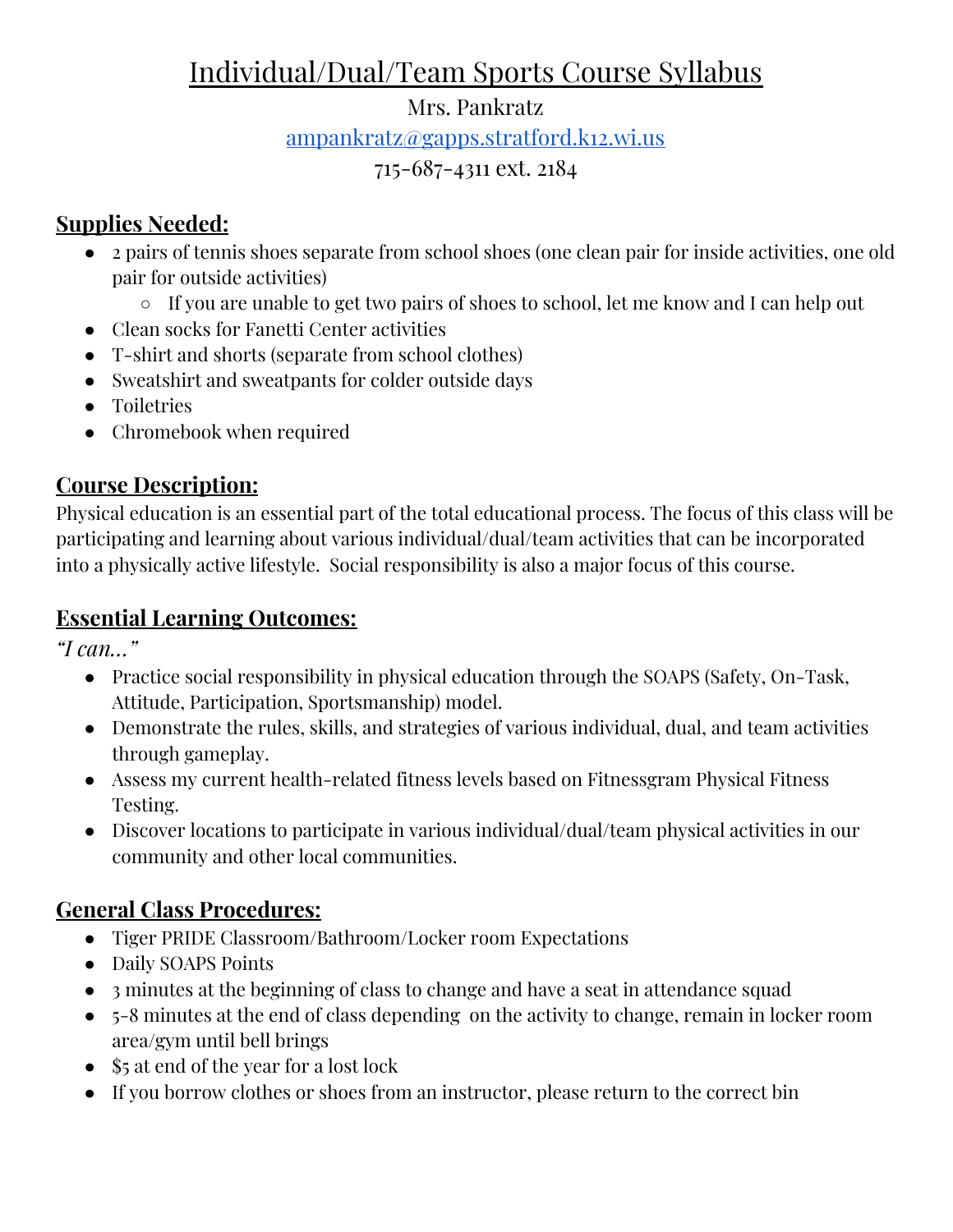# Individual/Dual/Team Sports Course Syllabus

Mrs. Pankratz

ampankratz@gapps.stratford.k12.wi.us

715-687-4311 ext. 2184

## Supplies Needed:

- 2 pairs of tennis shoes separate from school shoes (one clean pair for inside activities, one old pair for outside activities)
  - If you are unable to get two pairs of shoes to school, let me know and I can help out
- Clean socks for Fanetti Center activities
- T-shirt and shorts (separate from school clothes)
- Sweatshirt and sweatpants for colder outside days
- Toiletries
- Chromebook when required

## Course Description:

Physical education is an essential part of the total educational process. The focus of this class will be participating and learning about various individual/dual/team activities that can be incorporated into a physically active lifestyle. Social responsibility is also a major focus of this course.

## Essential Learning Outcomes:

*"I can…"*

- Practice social responsibility in physical education through the SOAPS (Safety, On-Task, Attitude, Participation, Sportsmanship) model.
- Demonstrate the rules, skills, and strategies of various individual, dual, and team activities through gameplay.
- Assess my current health-related fitness levels based on Fitnessgram Physical Fitness Testing.
- Discover locations to participate in various individual/dual/team physical activities in our community and other local communities.

## General Class Procedures:

- Tiger PRIDE Classroom/Bathroom/Locker room Expectations
- Daily SOAPS Points
- 3 minutes at the beginning of class to change and have a seat in attendance squad
- 5-8 minutes at the end of class depending on the activity to change, remain in locker room area/gym until bell brings
- $5 at end of the year for a lost lock
- If you borrow clothes or shoes from an instructor, please return to the correct bin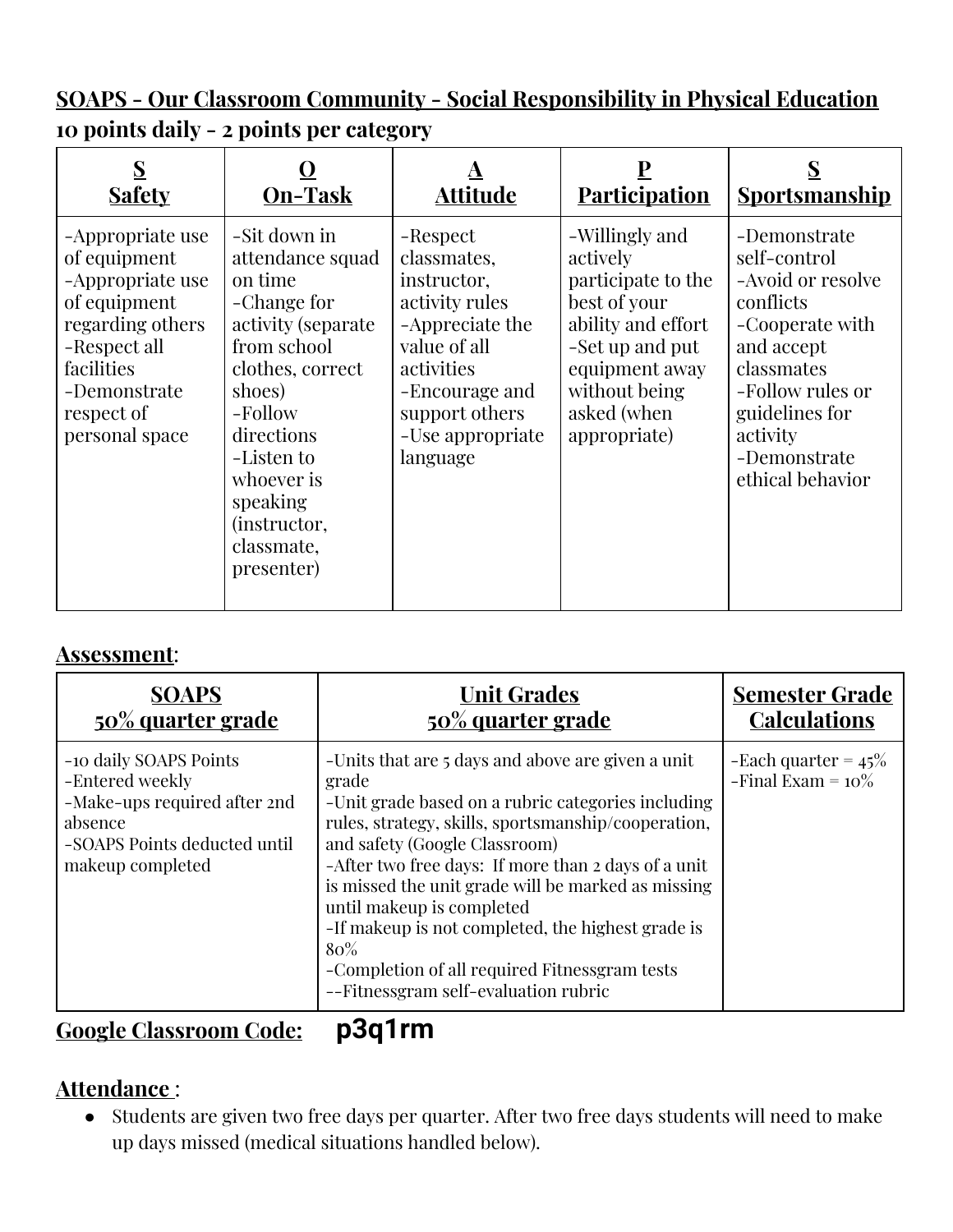## SOAPS - Our Classroom Community - Social Responsibility in Physical Education

**10 points daily - 2 points per category**

| S<br>Safety | O<br>On-Task | A<br>Attitude | P<br>Participation | S<br>Sportsmanship |
|---|---|---|---|---|
| -Appropriate use of equipment<br>-Appropriate use of equipment regarding others<br>-Respect all facilities<br>-Demonstrate respect of personal space | -Sit down in attendance squad on time<br>-Change for activity (separate from school clothes, correct shoes)<br>-Follow directions<br>-Listen to whoever is speaking (instructor, classmate, presenter) | -Respect classmates, instructor, activity rules<br>-Appreciate the value of all activities<br>-Encourage and support others<br>-Use appropriate language | -Willingly and actively participate to the best of your ability and effort<br>-Set up and put equipment away without being asked (when appropriate) | -Demonstrate self-control<br>-Avoid or resolve conflicts<br>-Cooperate with and accept classmates<br>-Follow rules or guidelines for activity<br>-Demonstrate ethical behavior |

### Assessment:

| SOAPS<br>50% quarter grade | Unit Grades<br>50% quarter grade | Semester Grade Calculations |
|---|---|---|
| -10 daily SOAPS Points<br>-Entered weekly<br>-Make-ups required after 2nd absence<br>-SOAPS Points deducted until makeup completed | -Units that are 5 days and above are given a unit grade<br>-Unit grade based on a rubric categories including rules, strategy, skills, sportsmanship/cooperation, and safety (Google Classroom)<br>-After two free days: If more than 2 days of a unit is missed the unit grade will be marked as missing until makeup is completed<br>-If makeup is not completed, the highest grade is 80%<br>-Completion of all required Fitnessgram tests<br>--Fitnessgram self-evaluation rubric | -Each quarter = 45%<br>-Final Exam = 10% |

**Google Classroom Code:** **p3q1rm**

### Attendance :

- Students are given two free days per quarter. After two free days students will need to make up days missed (medical situations handled below).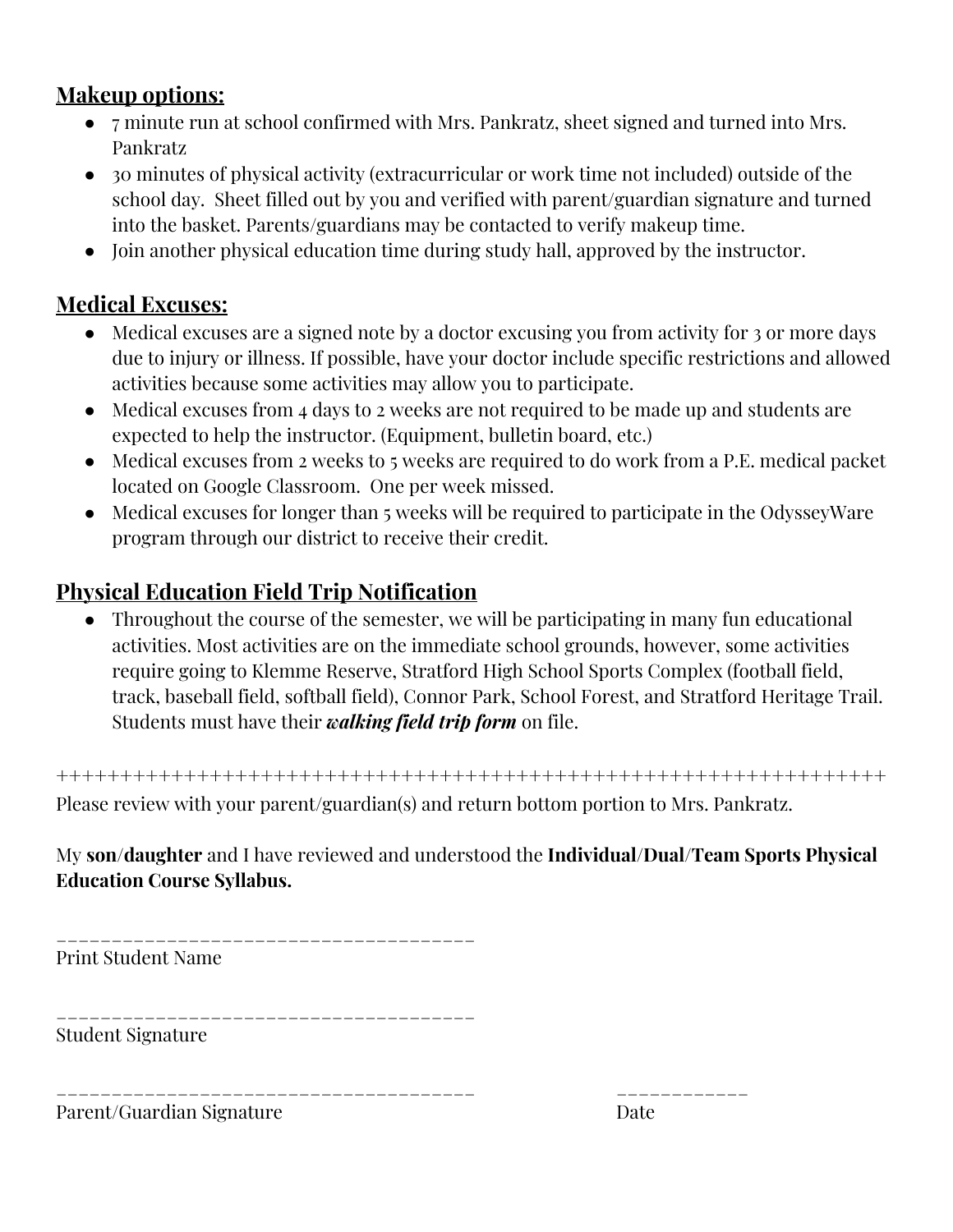## **Makeup options:**

- 7 minute run at school confirmed with Mrs. Pankratz, sheet signed and turned into Mrs. Pankratz
- 30 minutes of physical activity (extracurricular or work time not included) outside of the school day. Sheet filled out by you and verified with parent/guardian signature and turned into the basket. Parents/guardians may be contacted to verify makeup time.
- Join another physical education time during study hall, approved by the instructor.

## **Medical Excuses:**

- Medical excuses are a signed note by a doctor excusing you from activity for 3 or more days due to injury or illness. If possible, have your doctor include specific restrictions and allowed activities because some activities may allow you to participate.
- Medical excuses from 4 days to 2 weeks are not required to be made up and students are expected to help the instructor. (Equipment, bulletin board, etc.)
- Medical excuses from 2 weeks to 5 weeks are required to do work from a P.E. medical packet located on Google Classroom. One per week missed.
- Medical excuses for longer than 5 weeks will be required to participate in the OdysseyWare program through our district to receive their credit.

## **Physical Education Field Trip Notification**

- Throughout the course of the semester, we will be participating in many fun educational activities. Most activities are on the immediate school grounds, however, some activities require going to Klemme Reserve, Stratford High School Sports Complex (football field, track, baseball field, softball field), Connor Park, School Forest, and Stratford Heritage Trail. Students must have their ***walking field trip form*** on file.

++++++++++++++++++++++++++++++++++++++++++++++++++++++++++++++++++++

Please review with your parent/guardian(s) and return bottom portion to Mrs. Pankratz.

My **son**/**daughter** and I have reviewed and understood the **Individual**/**Dual**/**Team Sports Physical Education Course Syllabus.**

_____________________________________
Print Student Name

_____________________________________
Student Signature

_____________________________________ ___________
Parent/Guardian Signature Date